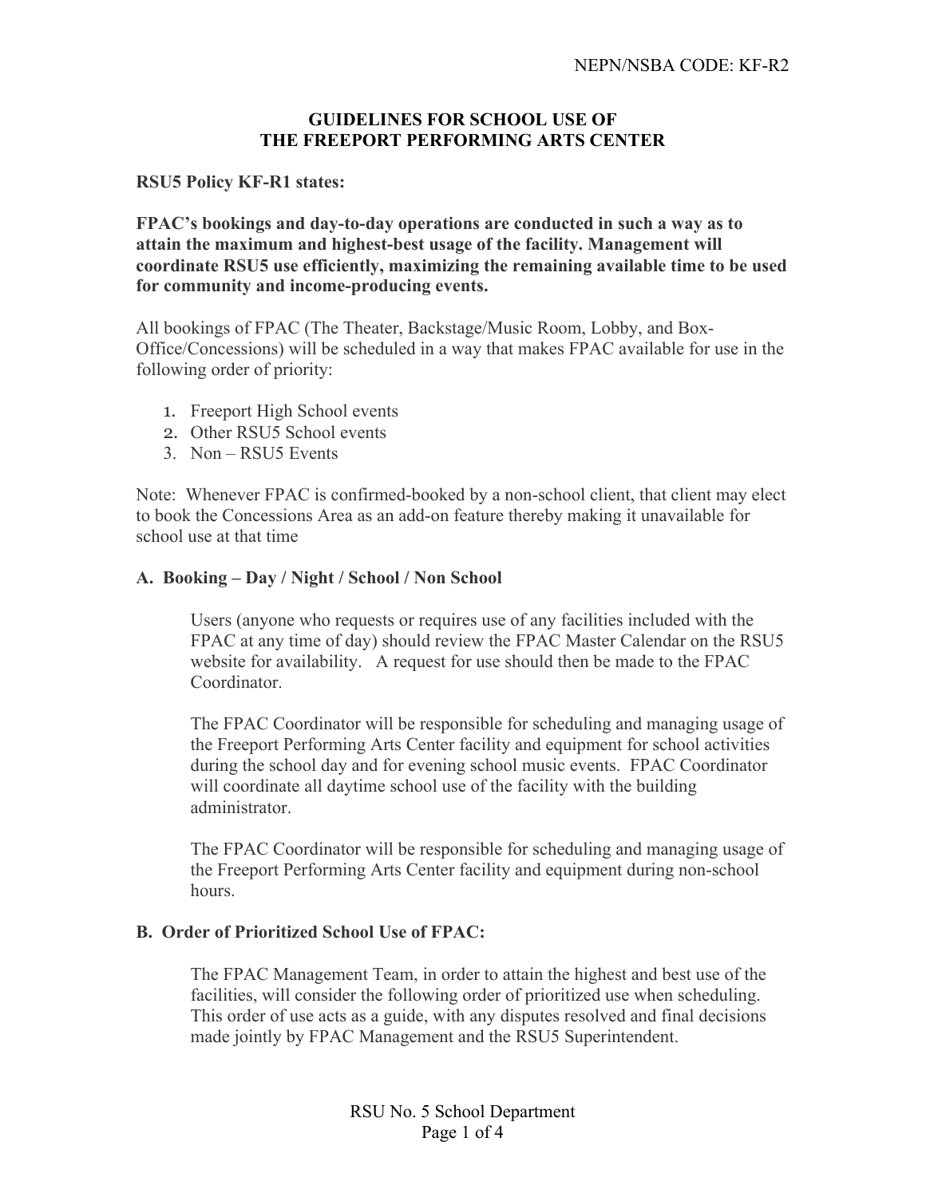NEPN/NSBA CODE: KF-R2

# GUIDELINES FOR SCHOOL USE OF THE FREEPORT PERFORMING ARTS CENTER

**RSU5 Policy KF-R1 states:**

**FPAC's bookings and day-to-day operations are conducted in such a way as to attain the maximum and highest-best usage of the facility. Management will coordinate RSU5 use efficiently, maximizing the remaining available time to be used for community and income-producing events.**

All bookings of FPAC (The Theater, Backstage/Music Room, Lobby, and Box-Office/Concessions) will be scheduled in a way that makes FPAC available for use in the following order of priority:

1. Freeport High School events
2. Other RSU5 School events
3. Non – RSU5 Events

Note: Whenever FPAC is confirmed-booked by a non-school client, that client may elect to book the Concessions Area as an add-on feature thereby making it unavailable for school use at that time

## A. Booking – Day / Night / School / Non School

Users (anyone who requests or requires use of any facilities included with the FPAC at any time of day) should review the FPAC Master Calendar on the RSU5 website for availability. A request for use should then be made to the FPAC Coordinator.

The FPAC Coordinator will be responsible for scheduling and managing usage of the Freeport Performing Arts Center facility and equipment for school activities during the school day and for evening school music events. FPAC Coordinator will coordinate all daytime school use of the facility with the building administrator.

The FPAC Coordinator will be responsible for scheduling and managing usage of the Freeport Performing Arts Center facility and equipment during non-school hours.

## B. Order of Prioritized School Use of FPAC:

The FPAC Management Team, in order to attain the highest and best use of the facilities, will consider the following order of prioritized use when scheduling. This order of use acts as a guide, with any disputes resolved and final decisions made jointly by FPAC Management and the RSU5 Superintendent.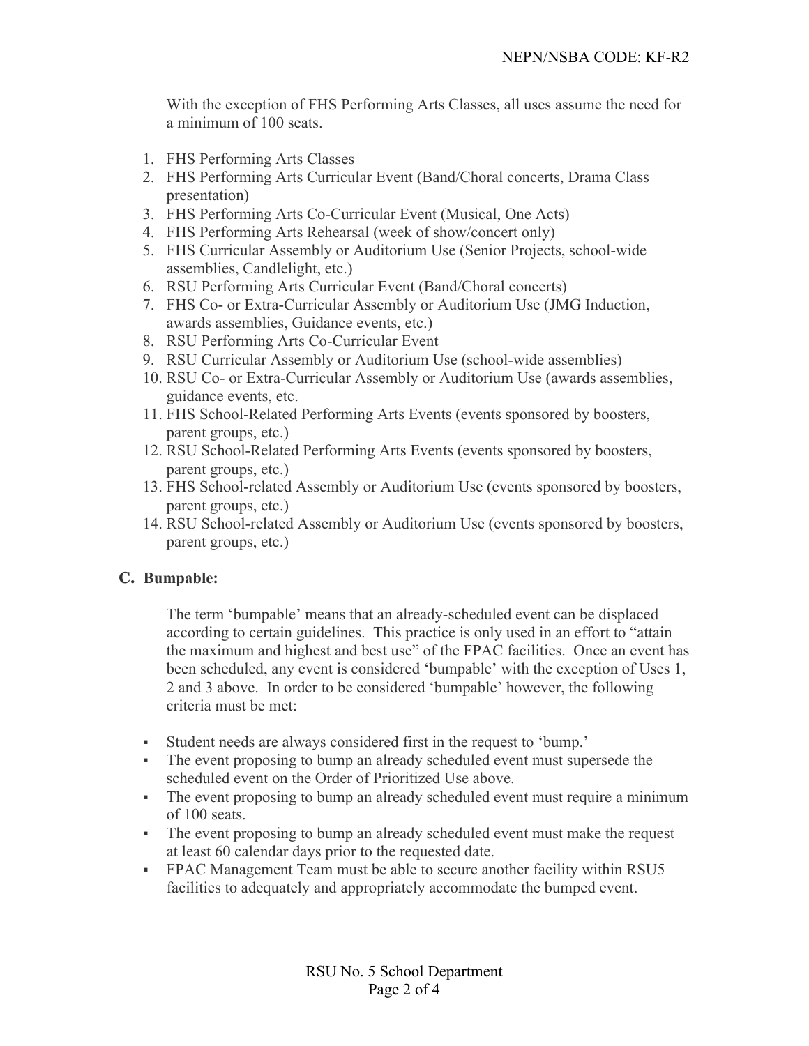With the exception of FHS Performing Arts Classes, all uses assume the need for a minimum of 100 seats.

1. FHS Performing Arts Classes
2. FHS Performing Arts Curricular Event (Band/Choral concerts, Drama Class presentation)
3. FHS Performing Arts Co-Curricular Event (Musical, One Acts)
4. FHS Performing Arts Rehearsal (week of show/concert only)
5. FHS Curricular Assembly or Auditorium Use (Senior Projects, school-wide assemblies, Candlelight, etc.)
6. RSU Performing Arts Curricular Event (Band/Choral concerts)
7. FHS Co- or Extra-Curricular Assembly or Auditorium Use (JMG Induction, awards assemblies, Guidance events, etc.)
8. RSU Performing Arts Co-Curricular Event
9. RSU Curricular Assembly or Auditorium Use (school-wide assemblies)
10. RSU Co- or Extra-Curricular Assembly or Auditorium Use (awards assemblies, guidance events, etc.
11. FHS School-Related Performing Arts Events (events sponsored by boosters, parent groups, etc.)
12. RSU School-Related Performing Arts Events (events sponsored by boosters, parent groups, etc.)
13. FHS School-related Assembly or Auditorium Use (events sponsored by boosters, parent groups, etc.)
14. RSU School-related Assembly or Auditorium Use (events sponsored by boosters, parent groups, etc.)

## C. Bumpable:

The term 'bumpable' means that an already-scheduled event can be displaced according to certain guidelines. This practice is only used in an effort to "attain the maximum and highest and best use" of the FPAC facilities. Once an event has been scheduled, any event is considered 'bumpable' with the exception of Uses 1, 2 and 3 above. In order to be considered 'bumpable' however, the following criteria must be met:

- Student needs are always considered first in the request to 'bump.'
- The event proposing to bump an already scheduled event must supersede the scheduled event on the Order of Prioritized Use above.
- The event proposing to bump an already scheduled event must require a minimum of 100 seats.
- The event proposing to bump an already scheduled event must make the request at least 60 calendar days prior to the requested date.
- FPAC Management Team must be able to secure another facility within RSU5 facilities to adequately and appropriately accommodate the bumped event.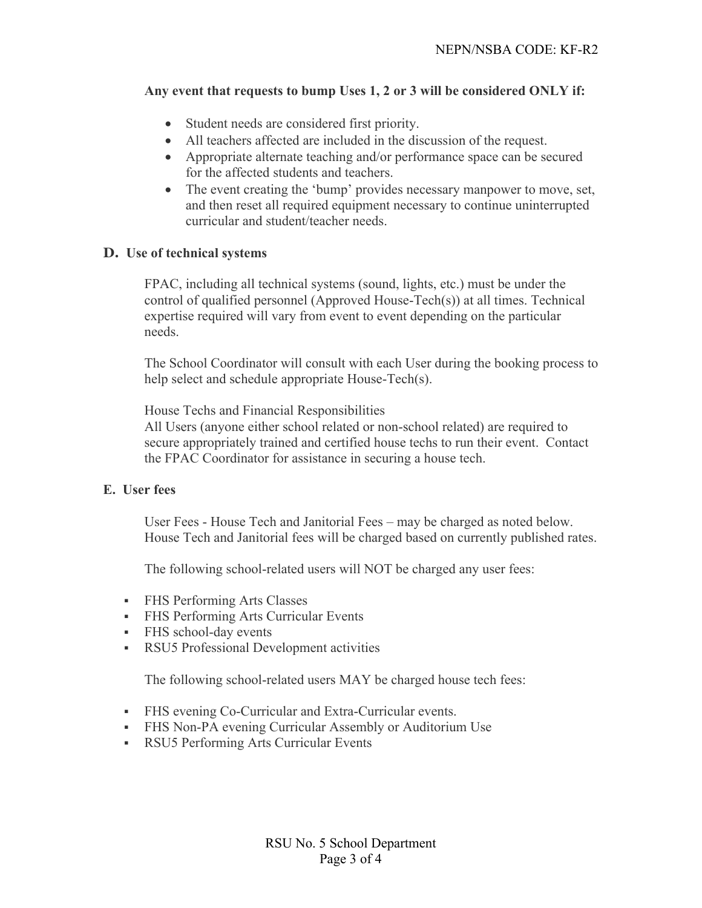**Any event that requests to bump Uses 1, 2 or 3 will be considered ONLY if:**

- Student needs are considered first priority.
- All teachers affected are included in the discussion of the request.
- Appropriate alternate teaching and/or performance space can be secured for the affected students and teachers.
- The event creating the 'bump' provides necessary manpower to move, set, and then reset all required equipment necessary to continue uninterrupted curricular and student/teacher needs.

## D. Use of technical systems

FPAC, including all technical systems (sound, lights, etc.) must be under the control of qualified personnel (Approved House-Tech(s)) at all times. Technical expertise required will vary from event to event depending on the particular needs.

The School Coordinator will consult with each User during the booking process to help select and schedule appropriate House-Tech(s).

House Techs and Financial Responsibilities
All Users (anyone either school related or non-school related) are required to secure appropriately trained and certified house techs to run their event. Contact the FPAC Coordinator for assistance in securing a house tech.

## E. User fees

User Fees - House Tech and Janitorial Fees – may be charged as noted below. House Tech and Janitorial fees will be charged based on currently published rates.

The following school-related users will NOT be charged any user fees:

- FHS Performing Arts Classes
- FHS Performing Arts Curricular Events
- FHS school-day events
- RSU5 Professional Development activities

The following school-related users MAY be charged house tech fees:

- FHS evening Co-Curricular and Extra-Curricular events.
- FHS Non-PA evening Curricular Assembly or Auditorium Use
- RSU5 Performing Arts Curricular Events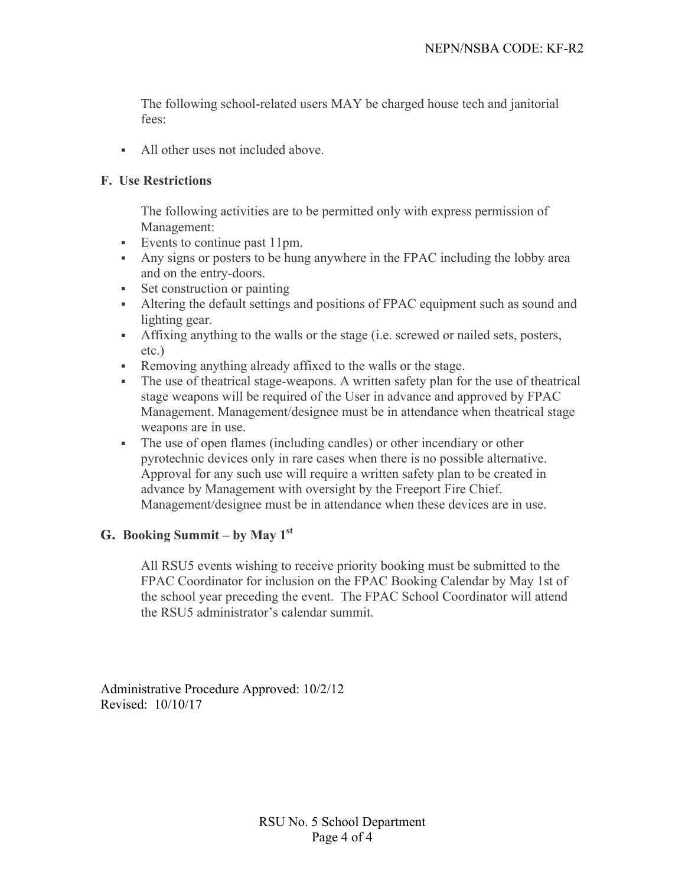The following school-related users MAY be charged house tech and janitorial fees:

- All other uses not included above.

### F. Use Restrictions

The following activities are to be permitted only with express permission of Management:

- Events to continue past 11pm.
- Any signs or posters to be hung anywhere in the FPAC including the lobby area and on the entry-doors.
- Set construction or painting
- Altering the default settings and positions of FPAC equipment such as sound and lighting gear.
- Affixing anything to the walls or the stage (i.e. screwed or nailed sets, posters, etc.)
- Removing anything already affixed to the walls or the stage.
- The use of theatrical stage-weapons. A written safety plan for the use of theatrical stage weapons will be required of the User in advance and approved by FPAC Management. Management/designee must be in attendance when theatrical stage weapons are in use.
- The use of open flames (including candles) or other incendiary or other pyrotechnic devices only in rare cases when there is no possible alternative. Approval for any such use will require a written safety plan to be created in advance by Management with oversight by the Freeport Fire Chief. Management/designee must be in attendance when these devices are in use.

### G. Booking Summit – by May 1st

All RSU5 events wishing to receive priority booking must be submitted to the FPAC Coordinator for inclusion on the FPAC Booking Calendar by May 1st of the school year preceding the event. The FPAC School Coordinator will attend the RSU5 administrator's calendar summit.

Administrative Procedure Approved: 10/2/12
Revised: 10/10/17